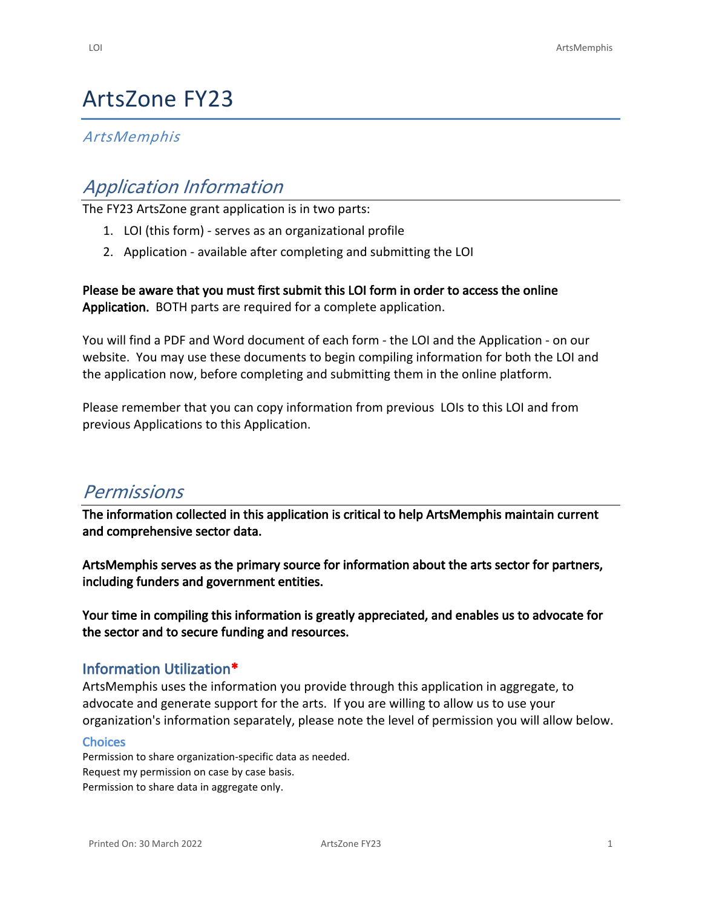# ArtsZone FY23

*ArtsMemphis*

## *Application Information*

The FY23 ArtsZone grant application is in two parts:

1. LOI (this form) - serves as an organizational profile
2. Application - available after completing and submitting the LOI

**Please be aware that you must first submit this LOI form in order to access the online Application.** BOTH parts are required for a complete application.

You will find a PDF and Word document of each form - the LOI and the Application - on our website. You may use these documents to begin compiling information for both the LOI and the application now, before completing and submitting them in the online platform.

Please remember that you can copy information from previous LOIs to this LOI and from previous Applications to this Application.

## *Permissions*

**The information collected in this application is critical to help ArtsMemphis maintain current and comprehensive sector data.**

**ArtsMemphis serves as the primary source for information about the arts sector for partners, including funders and government entities.**

**Your time in compiling this information is greatly appreciated, and enables us to advocate for the sector and to secure funding and resources.**

### Information Utilization*

ArtsMemphis uses the information you provide through this application in aggregate, to advocate and generate support for the arts. If you are willing to allow us to use your organization's information separately, please note the level of permission you will allow below.

#### Choices

Permission to share organization-specific data as needed.
Request my permission on case by case basis.
Permission to share data in aggregate only.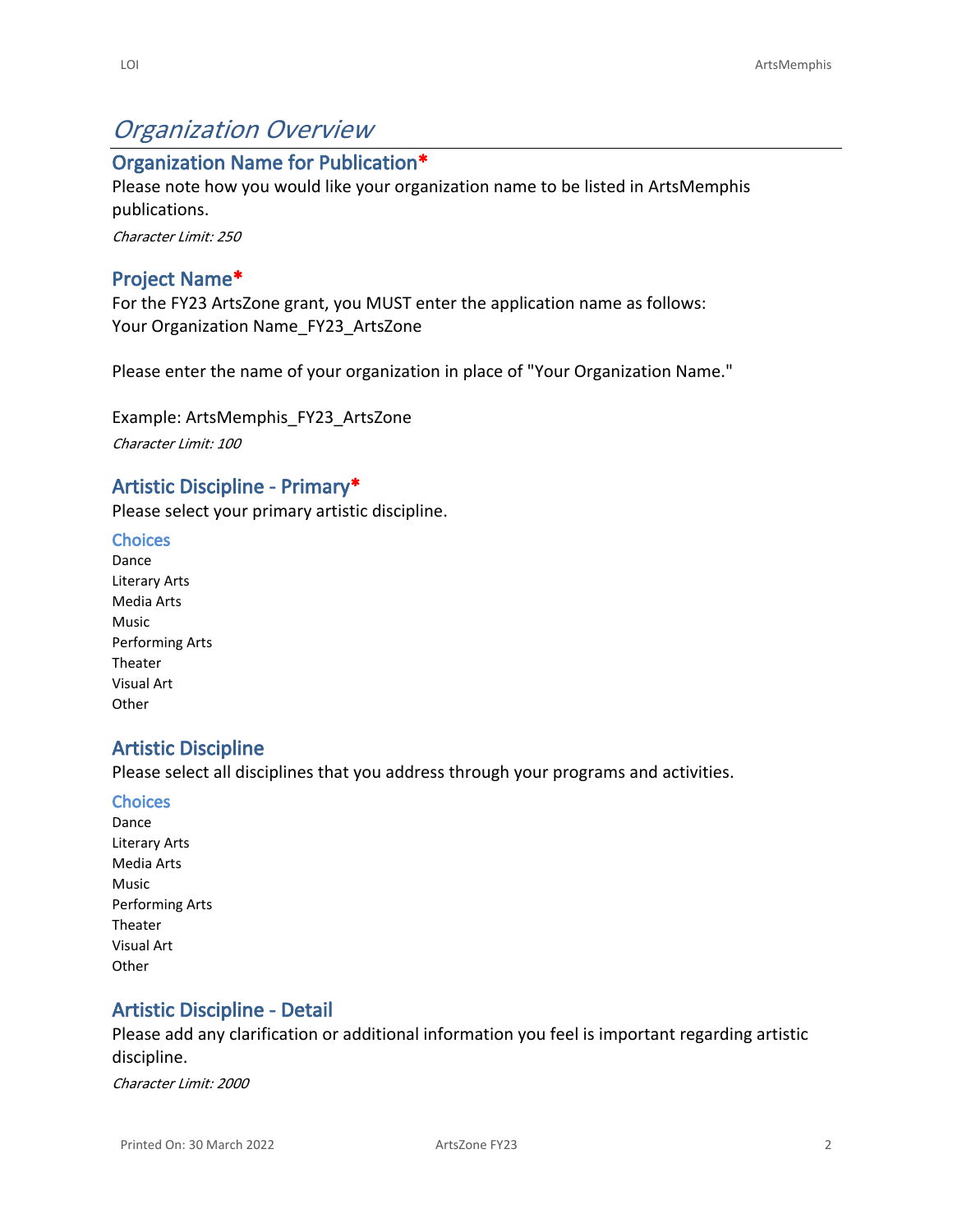# *Organization Overview*

## Organization Name for Publication*

Please note how you would like your organization name to be listed in ArtsMemphis publications.

*Character Limit: 250*

## Project Name*

For the FY23 ArtsZone grant, you MUST enter the application name as follows:
Your Organization Name_FY23_ArtsZone

Please enter the name of your organization in place of "Your Organization Name."

Example: ArtsMemphis_FY23_ArtsZone

*Character Limit: 100*

## Artistic Discipline - Primary*

Please select your primary artistic discipline.

### Choices

Dance
Literary Arts
Media Arts
Music
Performing Arts
Theater
Visual Art
Other

## Artistic Discipline

Please select all disciplines that you address through your programs and activities.

### Choices

Dance
Literary Arts
Media Arts
Music
Performing Arts
Theater
Visual Art
Other

## Artistic Discipline - Detail

Please add any clarification or additional information you feel is important regarding artistic discipline.

*Character Limit: 2000*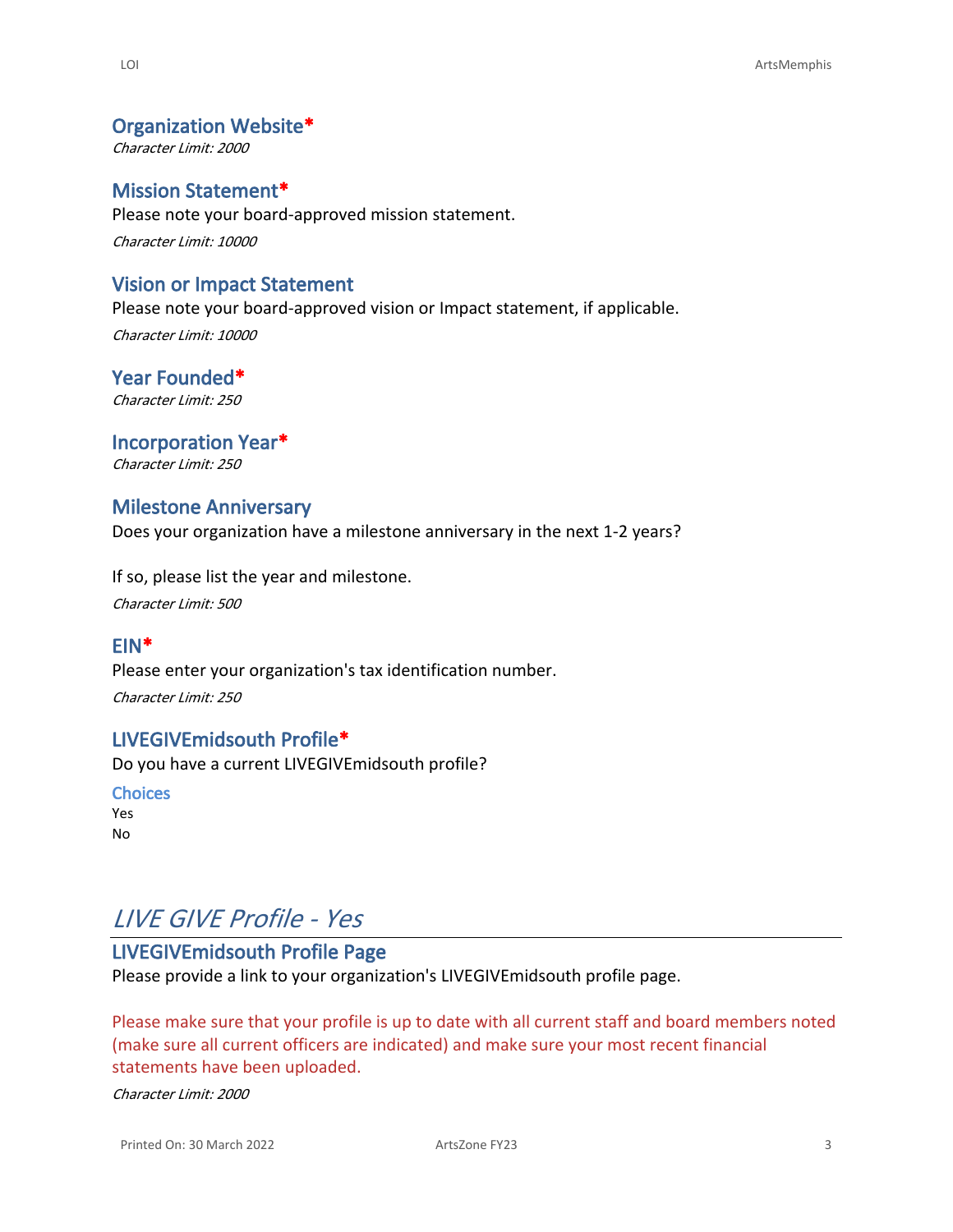### Organization Website*
*Character Limit: 2000*

### Mission Statement*
Please note your board-approved mission statement.

*Character Limit: 10000*

### Vision or Impact Statement
Please note your board-approved vision or Impact statement, if applicable.

*Character Limit: 10000*

### Year Founded*
*Character Limit: 250*

### Incorporation Year*
*Character Limit: 250*

### Milestone Anniversary
Does your organization have a milestone anniversary in the next 1-2 years?

If so, please list the year and milestone.

*Character Limit: 500*

### EIN*
Please enter your organization's tax identification number.

*Character Limit: 250*

### LIVEGIVEmidsouth Profile*
Do you have a current LIVEGIVEmidsouth profile?

**Choices**

Yes
No

## *LIVE GIVE Profile - Yes*

### LIVEGIVEmidsouth Profile Page
Please provide a link to your organization's LIVEGIVEmidsouth profile page.

Please make sure that your profile is up to date with all current staff and board members noted (make sure all current officers are indicated) and make sure your most recent financial statements have been uploaded.

*Character Limit: 2000*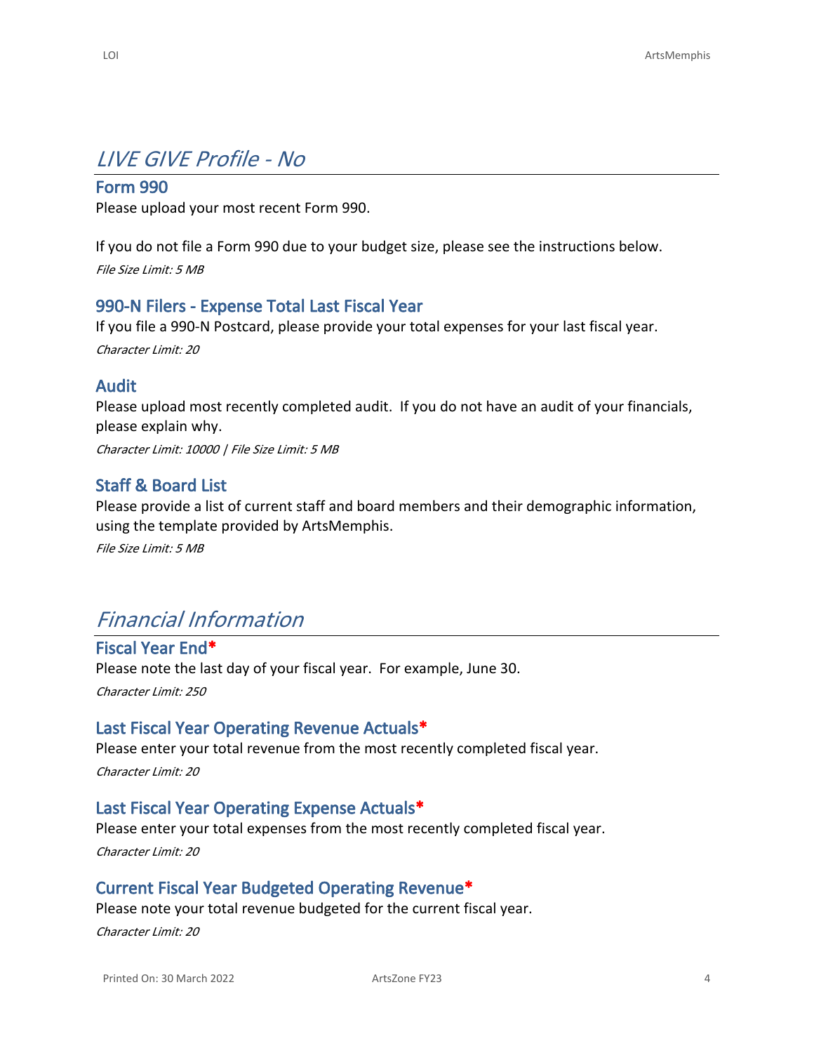## *LIVE GIVE Profile - No*

### Form 990

Please upload your most recent Form 990.

If you do not file a Form 990 due to your budget size, please see the instructions below.

*File Size Limit: 5 MB*

### 990-N Filers - Expense Total Last Fiscal Year

If you file a 990-N Postcard, please provide your total expenses for your last fiscal year.

*Character Limit: 20*

### Audit

Please upload most recently completed audit. If you do not have an audit of your financials, please explain why.

*Character Limit: 10000 | File Size Limit: 5 MB*

### Staff & Board List

Please provide a list of current staff and board members and their demographic information, using the template provided by ArtsMemphis.

*File Size Limit: 5 MB*

## *Financial Information*

### Fiscal Year End*

Please note the last day of your fiscal year. For example, June 30.

*Character Limit: 250*

### Last Fiscal Year Operating Revenue Actuals*

Please enter your total revenue from the most recently completed fiscal year.

*Character Limit: 20*

### Last Fiscal Year Operating Expense Actuals*

Please enter your total expenses from the most recently completed fiscal year.

*Character Limit: 20*

### Current Fiscal Year Budgeted Operating Revenue*

Please note your total revenue budgeted for the current fiscal year.

*Character Limit: 20*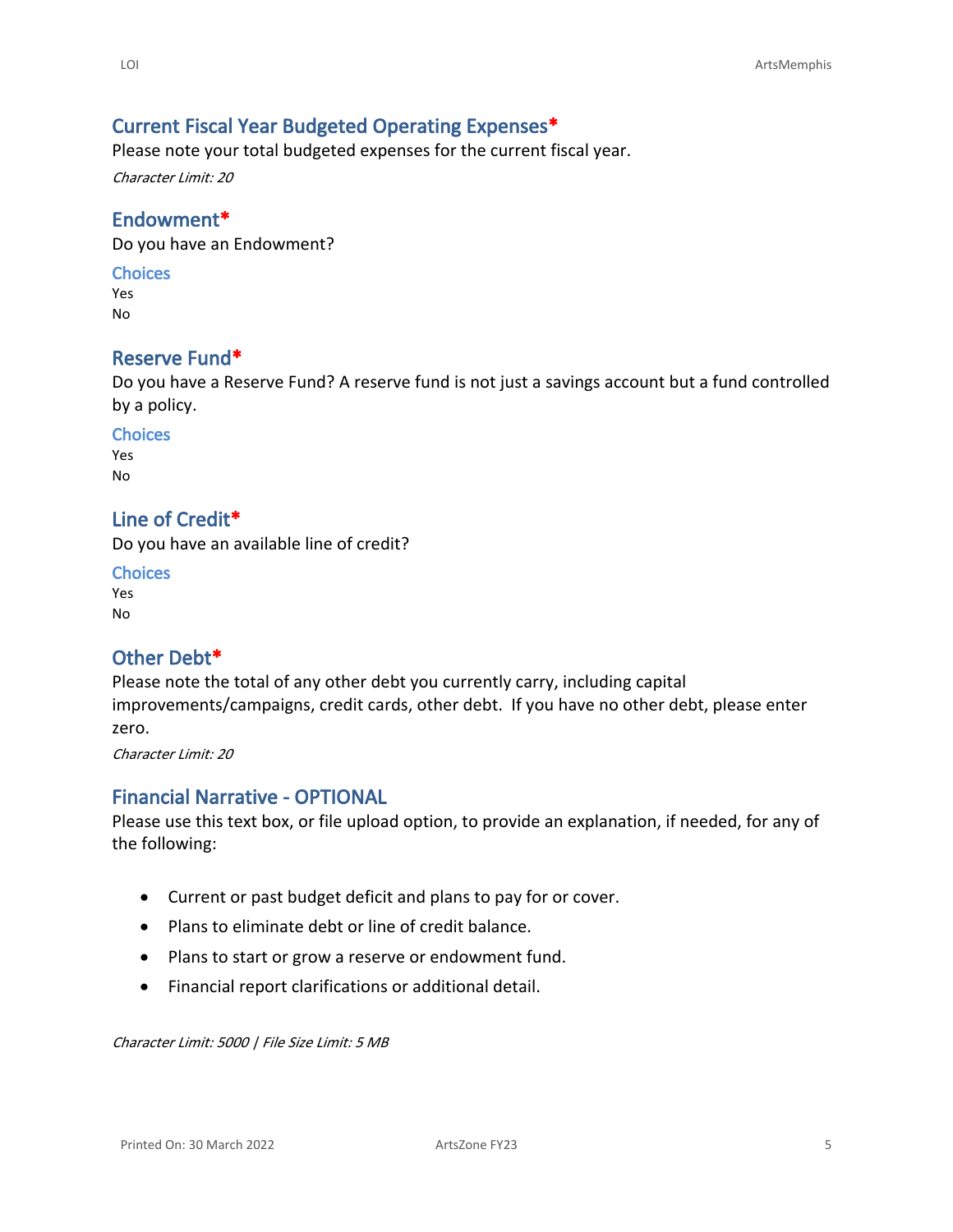## Current Fiscal Year Budgeted Operating Expenses*

Please note your total budgeted expenses for the current fiscal year.

*Character Limit: 20*

## Endowment*

Do you have an Endowment?

### Choices

Yes
No

## Reserve Fund*

Do you have a Reserve Fund? A reserve fund is not just a savings account but a fund controlled by a policy.

### Choices

Yes
No

## Line of Credit*

Do you have an available line of credit?

### Choices

Yes
No

## Other Debt*

Please note the total of any other debt you currently carry, including capital improvements/campaigns, credit cards, other debt. If you have no other debt, please enter zero.

*Character Limit: 20*

## Financial Narrative - OPTIONAL

Please use this text box, or file upload option, to provide an explanation, if needed, for any of the following:

- Current or past budget deficit and plans to pay for or cover.
- Plans to eliminate debt or line of credit balance.
- Plans to start or grow a reserve or endowment fund.
- Financial report clarifications or additional detail.

*Character Limit: 5000 | File Size Limit: 5 MB*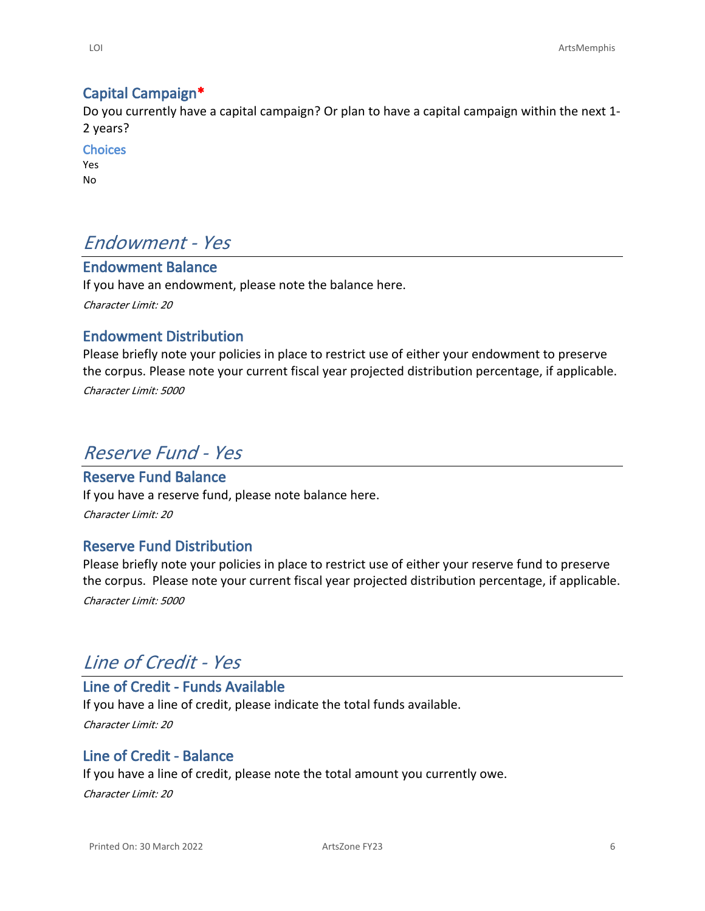### Capital Campaign*

Do you currently have a capital campaign? Or plan to have a capital campaign within the next 1-2 years?

**Choices**

Yes
No

## *Endowment - Yes*

### Endowment Balance

If you have an endowment, please note the balance here.

*Character Limit: 20*

### Endowment Distribution

Please briefly note your policies in place to restrict use of either your endowment to preserve the corpus. Please note your current fiscal year projected distribution percentage, if applicable.

*Character Limit: 5000*

## *Reserve Fund - Yes*

### Reserve Fund Balance

If you have a reserve fund, please note balance here.

*Character Limit: 20*

### Reserve Fund Distribution

Please briefly note your policies in place to restrict use of either your reserve fund to preserve the corpus. Please note your current fiscal year projected distribution percentage, if applicable.

*Character Limit: 5000*

## *Line of Credit - Yes*

### Line of Credit - Funds Available

If you have a line of credit, please indicate the total funds available.

*Character Limit: 20*

### Line of Credit - Balance

If you have a line of credit, please note the total amount you currently owe.

*Character Limit: 20*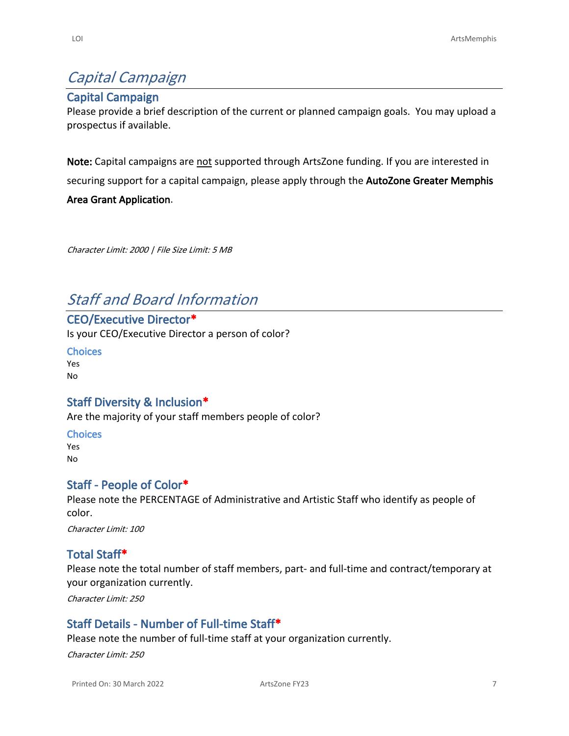# *Capital Campaign*

## Capital Campaign

Please provide a brief description of the current or planned campaign goals. You may upload a prospectus if available.

**Note:** Capital campaigns are not supported through ArtsZone funding. If you are interested in securing support for a capital campaign, please apply through the **AutoZone Greater Memphis Area Grant Application**.

*Character Limit: 2000 | File Size Limit: 5 MB*

# *Staff and Board Information*

## CEO/Executive Director*

Is your CEO/Executive Director a person of color?

### Choices

Yes
No

## Staff Diversity & Inclusion*

Are the majority of your staff members people of color?

### Choices

Yes
No

## Staff - People of Color*

Please note the PERCENTAGE of Administrative and Artistic Staff who identify as people of color.

*Character Limit: 100*

## Total Staff*

Please note the total number of staff members, part- and full-time and contract/temporary at your organization currently.

*Character Limit: 250*

## Staff Details - Number of Full-time Staff*

Please note the number of full-time staff at your organization currently.

*Character Limit: 250*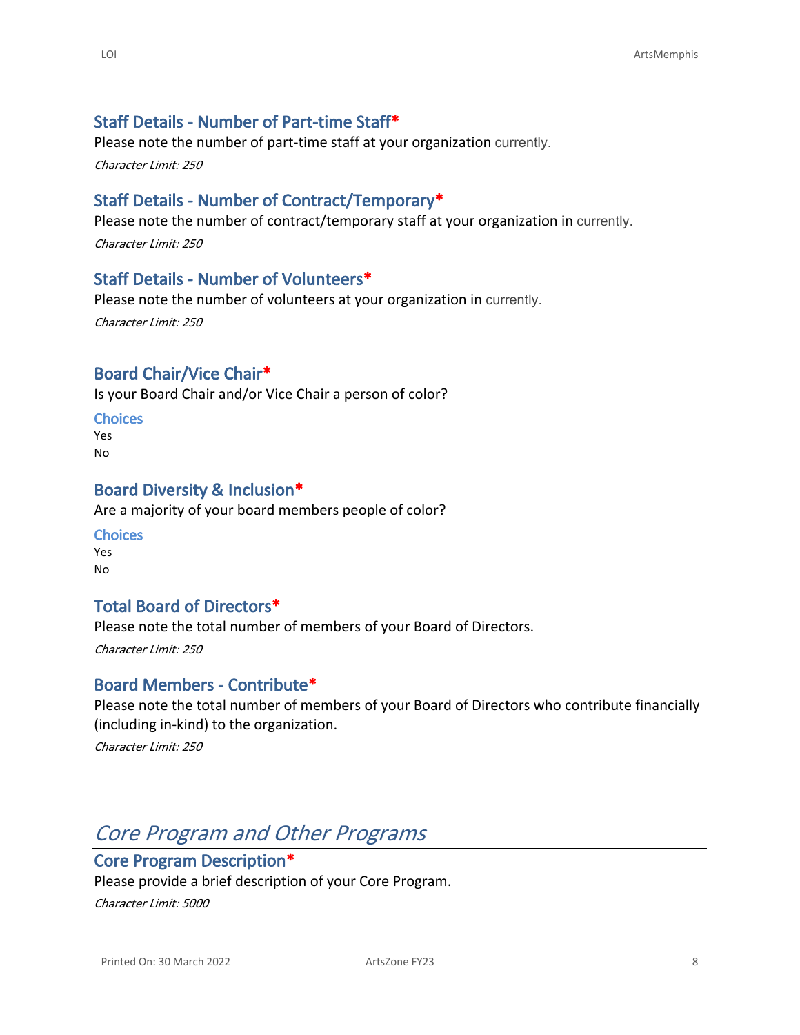### Staff Details - Number of Part-time Staff*

Please note the number of part-time staff at your organization currently.

*Character Limit: 250*

### Staff Details - Number of Contract/Temporary*

Please note the number of contract/temporary staff at your organization in currently.

*Character Limit: 250*

### Staff Details - Number of Volunteers*

Please note the number of volunteers at your organization in currently.

*Character Limit: 250*

### Board Chair/Vice Chair*

Is your Board Chair and/or Vice Chair a person of color?

**Choices**

Yes
No

### Board Diversity & Inclusion*

Are a majority of your board members people of color?

**Choices**

Yes
No

### Total Board of Directors*

Please note the total number of members of your Board of Directors.

*Character Limit: 250*

### Board Members - Contribute*

Please note the total number of members of your Board of Directors who contribute financially (including in-kind) to the organization.

*Character Limit: 250*

## *Core Program and Other Programs*

### Core Program Description*

Please provide a brief description of your Core Program.

*Character Limit: 5000*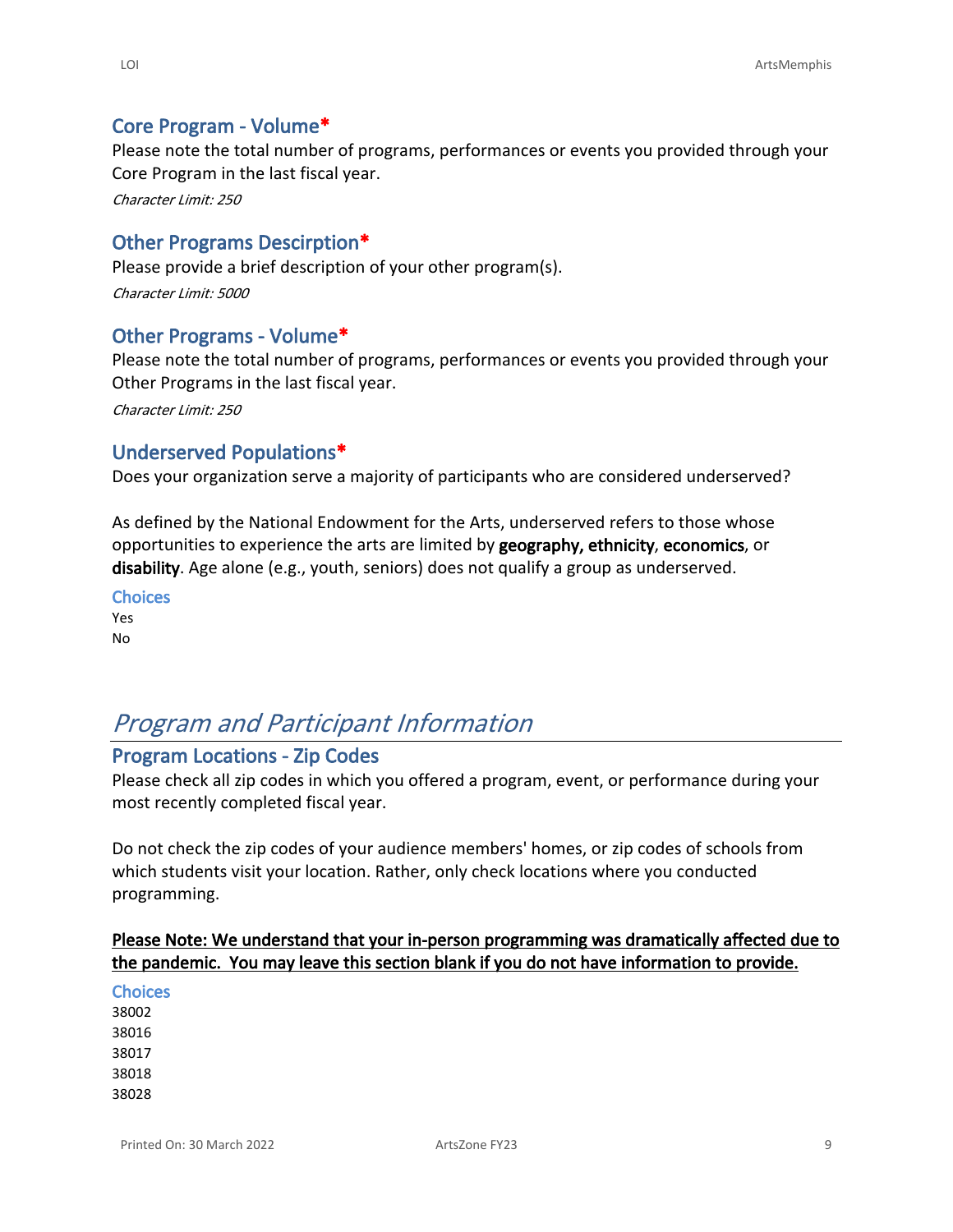### Core Program - Volume*

Please note the total number of programs, performances or events you provided through your Core Program in the last fiscal year.

*Character Limit: 250*

### Other Programs Descirption*

Please provide a brief description of your other program(s).

*Character Limit: 5000*

### Other Programs - Volume*

Please note the total number of programs, performances or events you provided through your Other Programs in the last fiscal year.

*Character Limit: 250*

### Underserved Populations*

Does your organization serve a majority of participants who are considered underserved?

As defined by the National Endowment for the Arts, underserved refers to those whose opportunities to experience the arts are limited by **geography, ethnicity**, **economics**, or **disability**. Age alone (e.g., youth, seniors) does not qualify a group as underserved.

**Choices**

Yes
No

## *Program and Participant Information*

### Program Locations - Zip Codes

Please check all zip codes in which you offered a program, event, or performance during your most recently completed fiscal year.

Do not check the zip codes of your audience members' homes, or zip codes of schools from which students visit your location. Rather, only check locations where you conducted programming.

**Please Note: We understand that your in-person programming was dramatically affected due to the pandemic. You may leave this section blank if you do not have information to provide.**

**Choices**

38002
38016
38017
38018
38028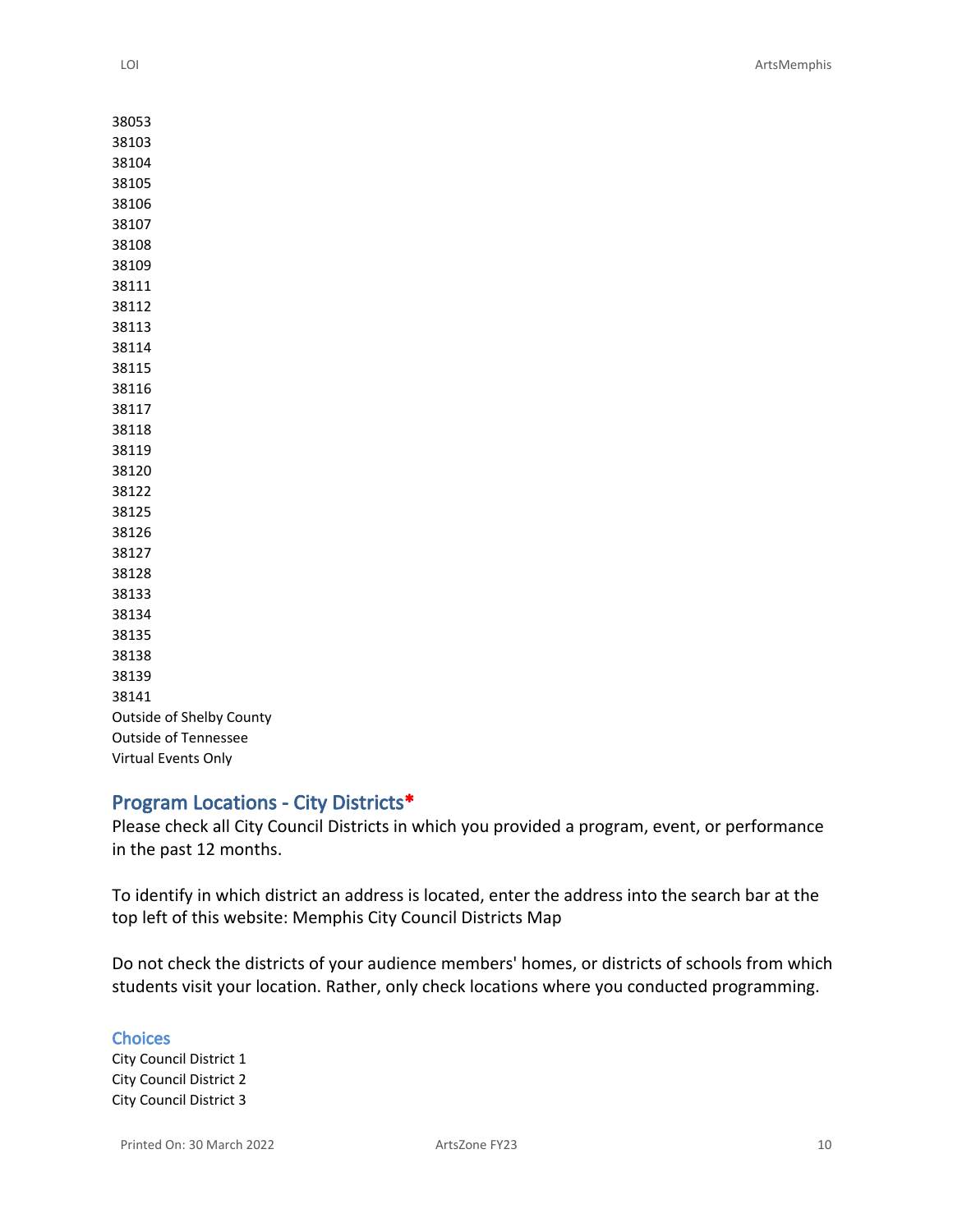38053
38103
38104
38105
38106
38107
38108
38109
38111
38112
38113
38114
38115
38116
38117
38118
38119
38120
38122
38125
38126
38127
38128
38133
38134
38135
38138
38139
38141
Outside of Shelby County
Outside of Tennessee
Virtual Events Only

## Program Locations - City Districts*

Please check all City Council Districts in which you provided a program, event, or performance in the past 12 months.

To identify in which district an address is located, enter the address into the search bar at the top left of this website: Memphis City Council Districts Map

Do not check the districts of your audience members' homes, or districts of schools from which students visit your location. Rather, only check locations where you conducted programming.

### Choices

City Council District 1
City Council District 2
City Council District 3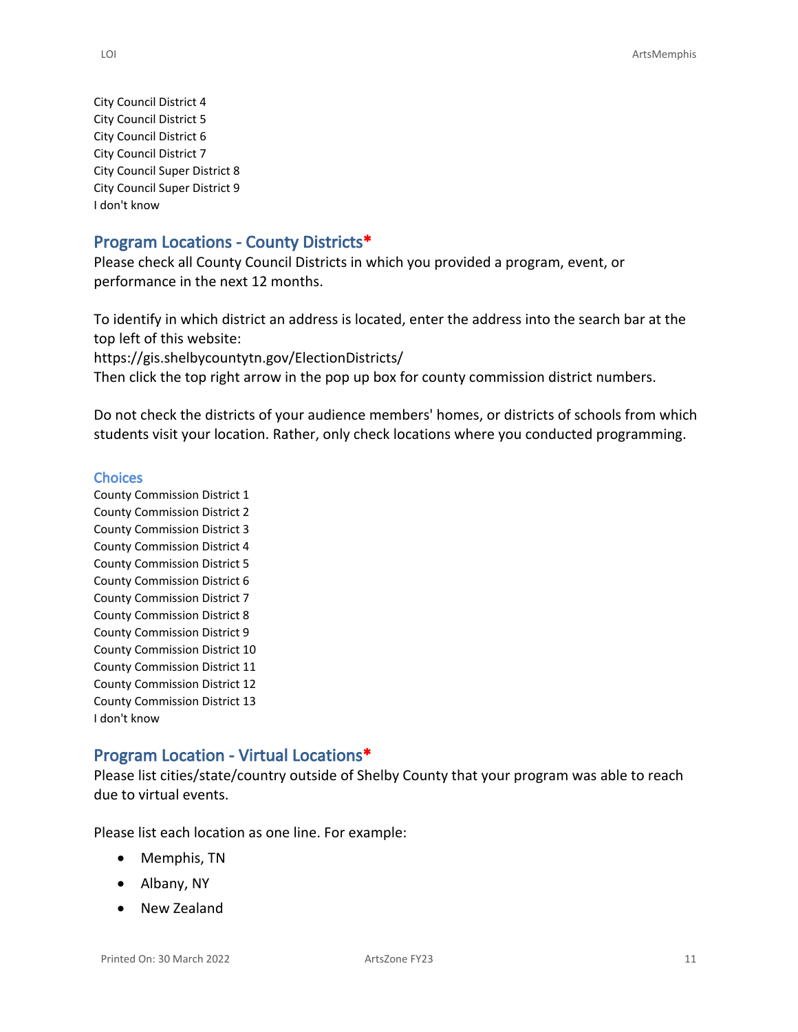City Council District 4
City Council District 5
City Council District 6
City Council District 7
City Council Super District 8
City Council Super District 9
I don't know

## Program Locations - County Districts*

Please check all County Council Districts in which you provided a program, event, or performance in the next 12 months.

To identify in which district an address is located, enter the address into the search bar at the top left of this website:
https://gis.shelbycountytn.gov/ElectionDistricts/
Then click the top right arrow in the pop up box for county commission district numbers.

Do not check the districts of your audience members' homes, or districts of schools from which students visit your location. Rather, only check locations where you conducted programming.

### Choices

County Commission District 1
County Commission District 2
County Commission District 3
County Commission District 4
County Commission District 5
County Commission District 6
County Commission District 7
County Commission District 8
County Commission District 9
County Commission District 10
County Commission District 11
County Commission District 12
County Commission District 13
I don't know

## Program Location - Virtual Locations*

Please list cities/state/country outside of Shelby County that your program was able to reach due to virtual events.

Please list each location as one line. For example:

- Memphis, TN
- Albany, NY
- New Zealand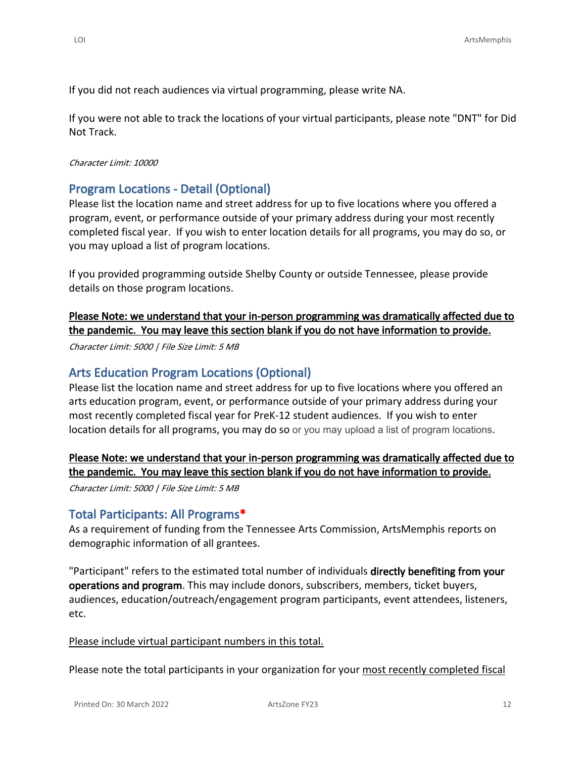If you did not reach audiences via virtual programming, please write NA.

If you were not able to track the locations of your virtual participants, please note "DNT" for Did Not Track.

*Character Limit: 10000*

## Program Locations - Detail (Optional)

Please list the location name and street address for up to five locations where you offered a program, event, or performance outside of your primary address during your most recently completed fiscal year. If you wish to enter location details for all programs, you may do so, or you may upload a list of program locations.

If you provided programming outside Shelby County or outside Tennessee, please provide details on those program locations.

**<u>Please Note: we understand that your in-person programming was dramatically affected due to the pandemic. You may leave this section blank if you do not have information to provide.</u>**

*Character Limit: 5000 | File Size Limit: 5 MB*

## Arts Education Program Locations (Optional)

Please list the location name and street address for up to five locations where you offered an arts education program, event, or performance outside of your primary address during your most recently completed fiscal year for PreK-12 student audiences. If you wish to enter location details for all programs, you may do so or you may upload a list of program locations.

**<u>Please Note: we understand that your in-person programming was dramatically affected due to the pandemic. You may leave this section blank if you do not have information to provide.</u>**

*Character Limit: 5000 | File Size Limit: 5 MB*

## Total Participants: All Programs*

As a requirement of funding from the Tennessee Arts Commission, ArtsMemphis reports on demographic information of all grantees.

"Participant" refers to the estimated total number of individuals **directly benefiting from your operations and program**. This may include donors, subscribers, members, ticket buyers, audiences, education/outreach/engagement program participants, event attendees, listeners, etc.

<u>Please include virtual participant numbers in this total.</u>

Please note the total participants in your organization for your <u>most recently completed fiscal</u>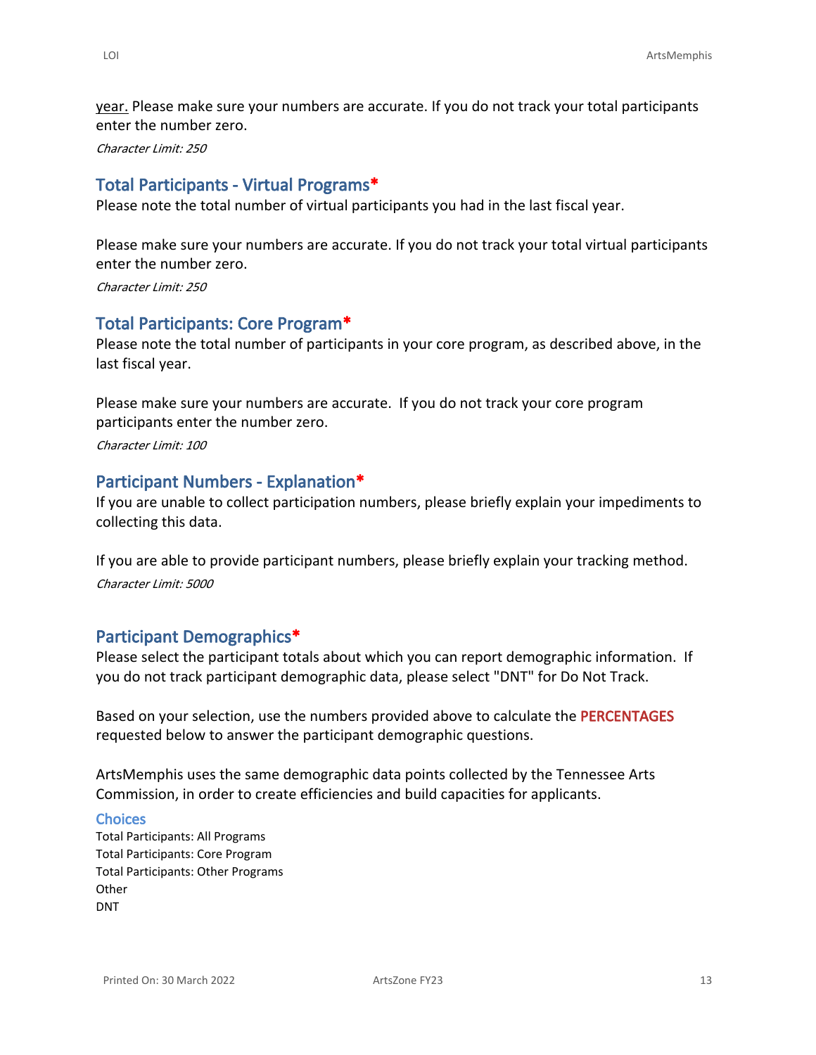year. Please make sure your numbers are accurate. If you do not track your total participants enter the number zero.

*Character Limit: 250*

### Total Participants - Virtual Programs*

Please note the total number of virtual participants you had in the last fiscal year.

Please make sure your numbers are accurate. If you do not track your total virtual participants enter the number zero.

*Character Limit: 250*

### Total Participants: Core Program*

Please note the total number of participants in your core program, as described above, in the last fiscal year.

Please make sure your numbers are accurate. If you do not track your core program participants enter the number zero.

*Character Limit: 100*

### Participant Numbers - Explanation*

If you are unable to collect participation numbers, please briefly explain your impediments to collecting this data.

If you are able to provide participant numbers, please briefly explain your tracking method.

*Character Limit: 5000*

### Participant Demographics*

Please select the participant totals about which you can report demographic information. If you do not track participant demographic data, please select "DNT" for Do Not Track.

Based on your selection, use the numbers provided above to calculate the **PERCENTAGES** requested below to answer the participant demographic questions.

ArtsMemphis uses the same demographic data points collected by the Tennessee Arts Commission, in order to create efficiencies and build capacities for applicants.

#### Choices

Total Participants: All Programs
Total Participants: Core Program
Total Participants: Other Programs
Other
DNT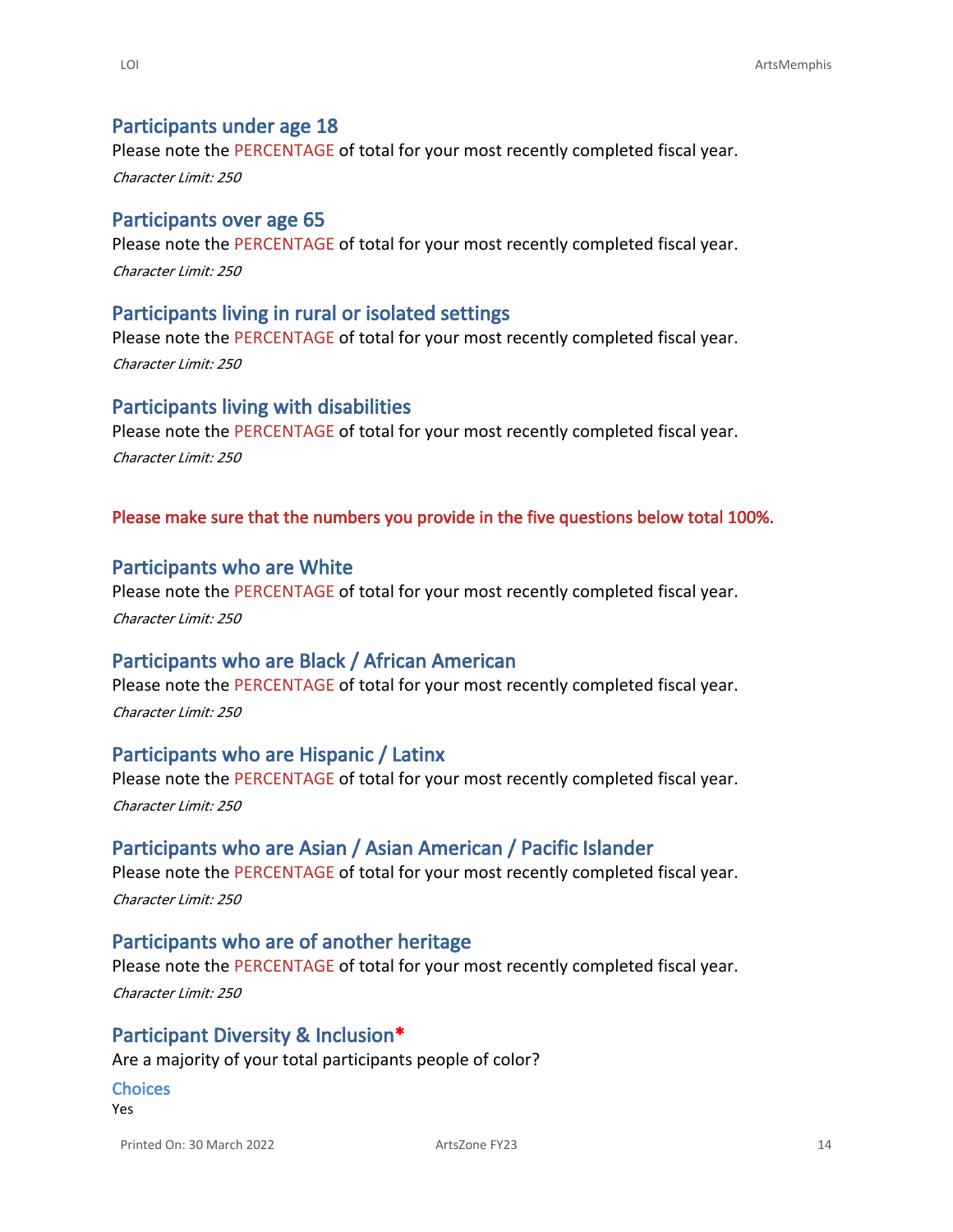### Participants under age 18

Please note the PERCENTAGE of total for your most recently completed fiscal year.

*Character Limit: 250*

### Participants over age 65

Please note the PERCENTAGE of total for your most recently completed fiscal year.

*Character Limit: 250*

### Participants living in rural or isolated settings

Please note the PERCENTAGE of total for your most recently completed fiscal year.

*Character Limit: 250*

### Participants living with disabilities

Please note the PERCENTAGE of total for your most recently completed fiscal year.

*Character Limit: 250*

**Please make sure that the numbers you provide in the five questions below total 100%.**

### Participants who are White

Please note the PERCENTAGE of total for your most recently completed fiscal year.

*Character Limit: 250*

### Participants who are Black / African American

Please note the PERCENTAGE of total for your most recently completed fiscal year.

*Character Limit: 250*

### Participants who are Hispanic / Latinx

Please note the PERCENTAGE of total for your most recently completed fiscal year.

*Character Limit: 250*

### Participants who are Asian / Asian American / Pacific Islander

Please note the PERCENTAGE of total for your most recently completed fiscal year.

*Character Limit: 250*

### Participants who are of another heritage

Please note the PERCENTAGE of total for your most recently completed fiscal year.

*Character Limit: 250*

### Participant Diversity & Inclusion*

Are a majority of your total participants people of color?

**Choices**

Yes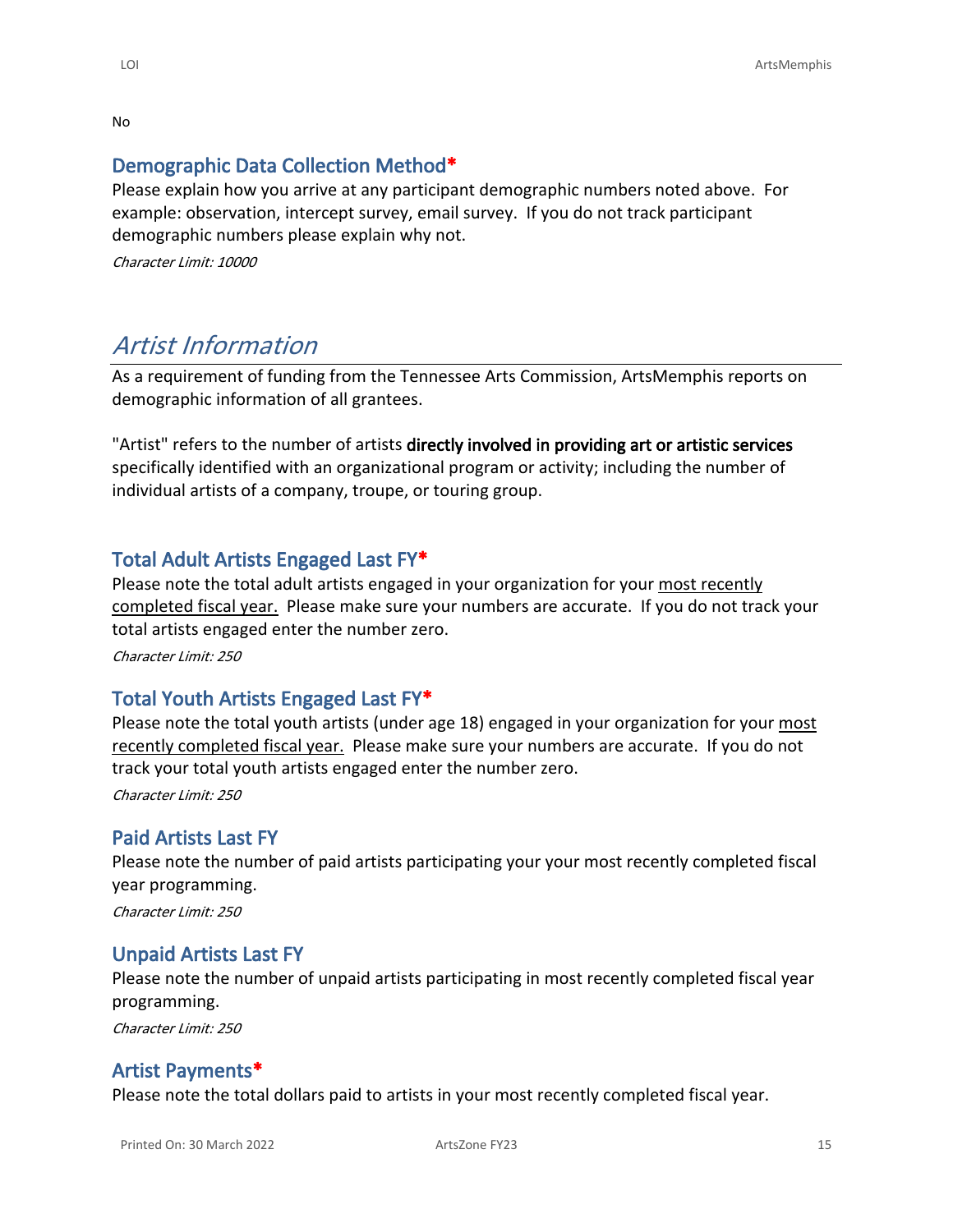No

### Demographic Data Collection Method*

Please explain how you arrive at any participant demographic numbers noted above. For example: observation, intercept survey, email survey. If you do not track participant demographic numbers please explain why not.

*Character Limit: 10000*

## *Artist Information*

As a requirement of funding from the Tennessee Arts Commission, ArtsMemphis reports on demographic information of all grantees.

"Artist" refers to the number of artists **directly involved in providing art or artistic services** specifically identified with an organizational program or activity; including the number of individual artists of a company, troupe, or touring group.

### Total Adult Artists Engaged Last FY*

Please note the total adult artists engaged in your organization for your most recently completed fiscal year. Please make sure your numbers are accurate. If you do not track your total artists engaged enter the number zero.

*Character Limit: 250*

### Total Youth Artists Engaged Last FY*

Please note the total youth artists (under age 18) engaged in your organization for your most recently completed fiscal year. Please make sure your numbers are accurate. If you do not track your total youth artists engaged enter the number zero.

*Character Limit: 250*

### Paid Artists Last FY

Please note the number of paid artists participating your your most recently completed fiscal year programming.

*Character Limit: 250*

### Unpaid Artists Last FY

Please note the number of unpaid artists participating in most recently completed fiscal year programming.

*Character Limit: 250*

### Artist Payments*

Please note the total dollars paid to artists in your most recently completed fiscal year.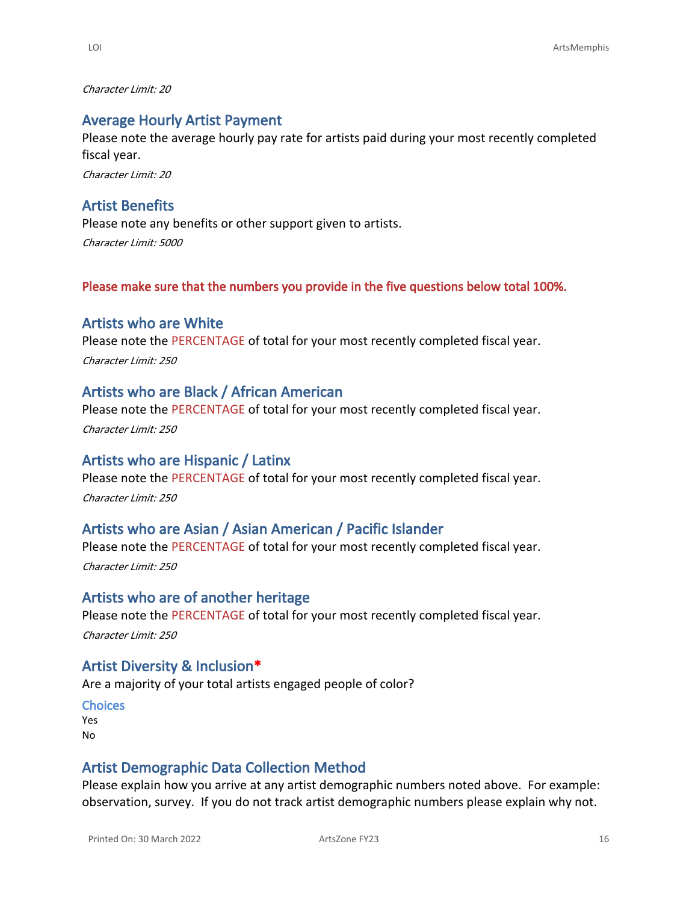*Character Limit: 20*

### Average Hourly Artist Payment

Please note the average hourly pay rate for artists paid during your most recently completed fiscal year.

*Character Limit: 20*

### Artist Benefits

Please note any benefits or other support given to artists.

*Character Limit: 5000*

**Please make sure that the numbers you provide in the five questions below total 100%.**

### Artists who are White

Please note the PERCENTAGE of total for your most recently completed fiscal year.

*Character Limit: 250*

### Artists who are Black / African American

Please note the PERCENTAGE of total for your most recently completed fiscal year.

*Character Limit: 250*

### Artists who are Hispanic / Latinx

Please note the PERCENTAGE of total for your most recently completed fiscal year.

*Character Limit: 250*

### Artists who are Asian / Asian American / Pacific Islander

Please note the PERCENTAGE of total for your most recently completed fiscal year.

*Character Limit: 250*

### Artists who are of another heritage

Please note the PERCENTAGE of total for your most recently completed fiscal year.

*Character Limit: 250*

### Artist Diversity & Inclusion*

Are a majority of your total artists engaged people of color?

#### Choices

Yes
No

### Artist Demographic Data Collection Method

Please explain how you arrive at any artist demographic numbers noted above. For example: observation, survey. If you do not track artist demographic numbers please explain why not.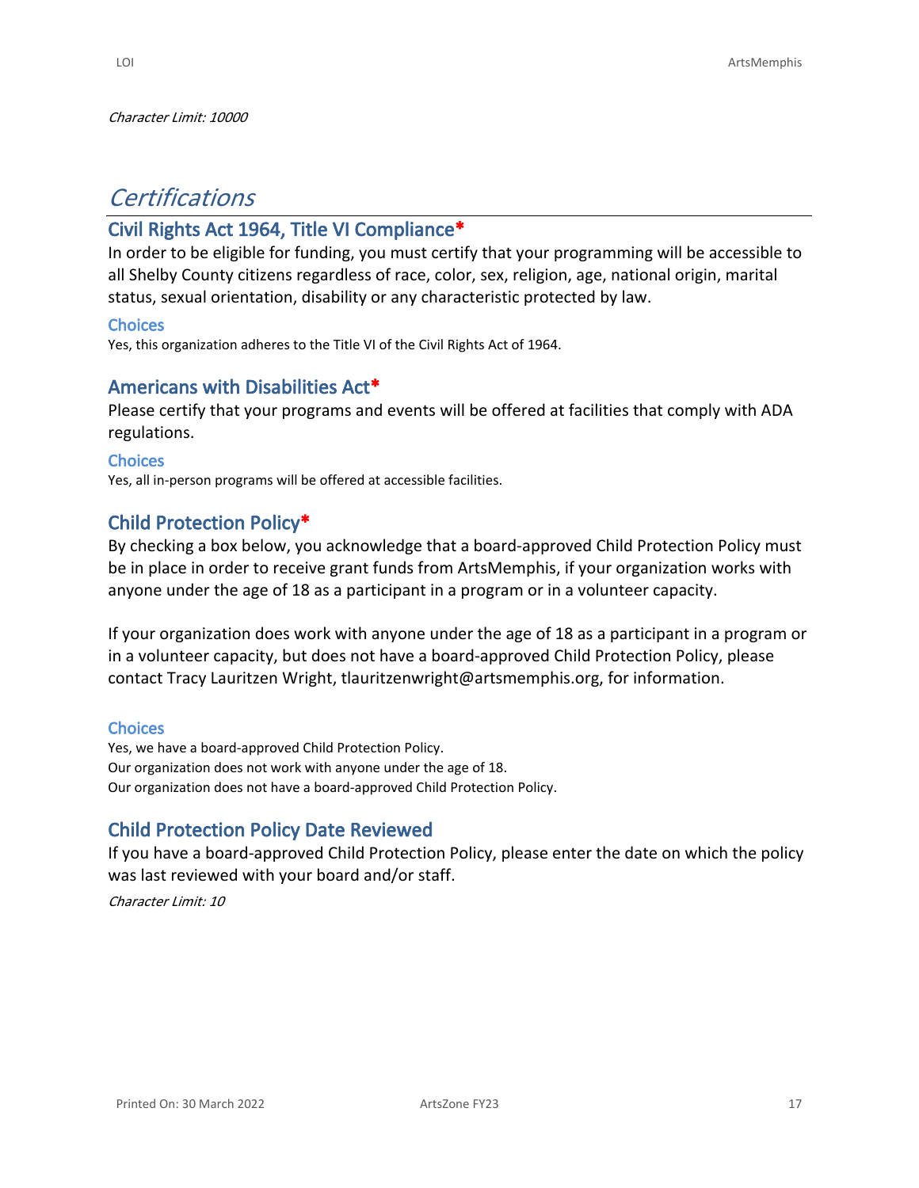*Character Limit: 10000*

# Certifications

## Civil Rights Act 1964, Title VI Compliance*

In order to be eligible for funding, you must certify that your programming will be accessible to all Shelby County citizens regardless of race, color, sex, religion, age, national origin, marital status, sexual orientation, disability or any characteristic protected by law.

### Choices

Yes, this organization adheres to the Title VI of the Civil Rights Act of 1964.

## Americans with Disabilities Act*

Please certify that your programs and events will be offered at facilities that comply with ADA regulations.

### Choices

Yes, all in-person programs will be offered at accessible facilities.

## Child Protection Policy*

By checking a box below, you acknowledge that a board-approved Child Protection Policy must be in place in order to receive grant funds from ArtsMemphis, if your organization works with anyone under the age of 18 as a participant in a program or in a volunteer capacity.

If your organization does work with anyone under the age of 18 as a participant in a program or in a volunteer capacity, but does not have a board-approved Child Protection Policy, please contact Tracy Lauritzen Wright, tlauritzenwright@artsmemphis.org, for information.

### Choices

Yes, we have a board-approved Child Protection Policy.
Our organization does not work with anyone under the age of 18.
Our organization does not have a board-approved Child Protection Policy.

## Child Protection Policy Date Reviewed

If you have a board-approved Child Protection Policy, please enter the date on which the policy was last reviewed with your board and/or staff.

*Character Limit: 10*